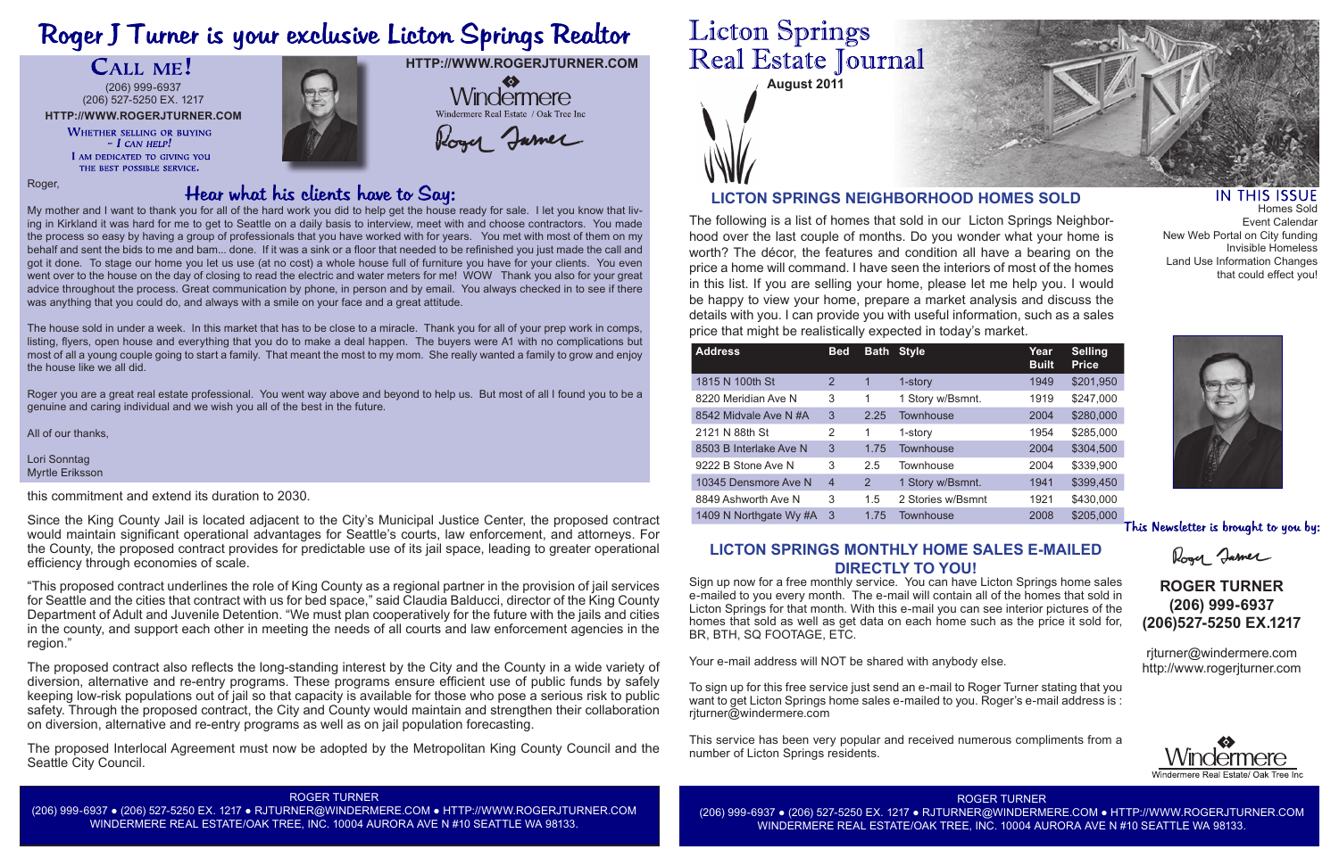# Roger J Turner is your exclusive Licton Springs Realtor

## CALL ME!

(206) 999-6937
(206) 527-5250 EX. 1217
HTTP://WWW.ROGERJTURNER.COM

WHETHER SELLING OR BUYING – *I CAN HELP!*
I AM DEDICATED TO GIVING YOU THE BEST POSSIBLE SERVICE.

HTTP://WWW.ROGERJTURNER.COM

Windermere
Windermere Real Estate / Oak Tree Inc

Roger Turner

## Hear what his clients have to Say:

Roger,

My mother and I want to thank you for all of the hard work you did to help get the house ready for sale. I let you know that living in Kirkland it was hard for me to get to Seattle on a daily basis to interview, meet with and choose contractors. You made the process so easy by having a group of professionals that you have worked with for years. You met with most of them on my behalf and sent the bids to me and bam... done. If it was a sink or a floor that needed to be refinished you just made the call and got it done. To stage our home you let us use (at no cost) a whole house full of furniture you have for your clients. You even went over to the house on the day of closing to read the electric and water meters for me! WOW Thank you also for your great advice throughout the process. Great communication by phone, in person and by email. You always checked in to see if there was anything that you could do, and always with a smile on your face and a great attitude.

The house sold in under a week. In this market that has to be close to a miracle. Thank you for all of your prep work in comps, listing, flyers, open house and everything that you do to make a deal happen. The buyers were A1 with no complications but most of all a young couple going to start a family. That meant the most to my mom. She really wanted a family to grow and enjoy the house like we all did.

Roger you are a great real estate professional. You went way above and beyond to help us. But most of all I found you to be a genuine and caring individual and we wish you all of the best in the future.

All of our thanks,

Lori Sonntag
Myrtle Eriksson

this commitment and extend its duration to 2030.

Since the King County Jail is located adjacent to the City's Municipal Justice Center, the proposed contract would maintain significant operational advantages for Seattle's courts, law enforcement, and attorneys. For the County, the proposed contract provides for predictable use of its jail space, leading to greater operational efficiency through economies of scale.

"This proposed contract underlines the role of King County as a regional partner in the provision of jail services for Seattle and the cities that contract with us for bed space," said Claudia Balducci, director of the King County Department of Adult and Juvenile Detention. "We must plan cooperatively for the future with the jails and cities in the county, and support each other in meeting the needs of all courts and law enforcement agencies in the region."

The proposed contract also reflects the long-standing interest by the City and the County in a wide variety of diversion, alternative and re-entry programs. These programs ensure efficient use of public funds by safely keeping low-risk populations out of jail so that capacity is available for those who pose a serious risk to public safety. Through the proposed contract, the City and County would maintain and strengthen their collaboration on diversion, alternative and re-entry programs as well as on jail population forecasting.

The proposed Interlocal Agreement must now be adopted by the Metropolitan King County Council and the Seattle City Council.

ROGER TURNER
(206) 999-6937 • (206) 527-5250 EX. 1217 • RJTURNER@WINDERMERE.COM • HTTP://WWW.ROGERJTURNER.COM
WINDERMERE REAL ESTATE/OAK TREE, INC. 10004 AURORA AVE N #10 SEATTLE WA 98133.

# Licton Springs Real Estate Journal

**August 2011**

### IN THIS ISSUE

- Homes Sold
- Event Calendar
- New Web Portal on City funding
- Invisible Homeless
- Land Use Information Changes that could effect you!

## LICTON SPRINGS NEIGHBORHOOD HOMES SOLD

The following is a list of homes that sold in our Licton Springs Neighborhood over the last couple of months. Do you wonder what your home is worth? The décor, the features and condition all have a bearing on the price a home will command. I have seen the interiors of most of the homes in this list. If you are selling your home, please let me help you. I would be happy to view your home, prepare a market analysis and discuss the details with you. I can provide you with useful information, such as a sales price that might be realistically expected in today's market.

| Address | Bed | Bath | Style | Year Built | Selling Price |
|---|---|---|---|---|---|
| 1815 N 100th St | 2 | 1 | 1-story | 1949 | $201,950 |
| 8220 Meridian Ave N | 3 | 1 | 1 Story w/Bsmnt. | 1919 | $247,000 |
| 8542 Midvale Ave N #A | 3 | 2.25 | Townhouse | 2004 | $280,000 |
| 2121 N 88th St | 2 | 1 | 1-story | 1954 | $285,000 |
| 8503 B Interlake Ave N | 3 | 1.75 | Townhouse | 2004 | $304,500 |
| 9222 B Stone Ave N | 3 | 2.5 | Townhouse | 2004 | $339,900 |
| 10345 Densmore Ave N | 4 | 2 | 1 Story w/Bsmnt. | 1941 | $399,450 |
| 8849 Ashworth Ave N | 3 | 1.5 | 2 Stories w/Bsmnt | 1921 | $430,000 |
| 1409 N Northgate Wy #A | 3 | 1.75 | Townhouse | 2008 | $205,000 |

## LICTON SPRINGS MONTHLY HOME SALES E-MAILED DIRECTLY TO YOU!

Sign up now for a free monthly service. You can have Licton Springs home sales e-mailed to you every month. The e-mail will contain all of the homes that sold in Licton Springs for that month. With this e-mail you can see interior pictures of the homes that sold as well as get data on each home such as the price it sold for, BR, BTH, SQ FOOTAGE, ETC.

Your e-mail address will NOT be shared with anybody else.

To sign up for this free service just send an e-mail to Roger Turner stating that you want to get Licton Springs home sales e-mailed to you. Roger's e-mail address is : rjturner@windermere.com

This service has been very popular and received numerous compliments from a number of Licton Springs residents.

This Newsletter is brought to you by:

Roger Turner

**ROGER TURNER**
**(206) 999-6937**
**(206)527-5250 EX.1217**

rjturner@windermere.com
http://www.rogerjturner.com

Windermere
Windermere Real Estate/ Oak Tree Inc

ROGER TURNER
(206) 999-6937 • (206) 527-5250 EX. 1217 • RJTURNER@WINDERMERE.COM • HTTP://WWW.ROGERJTURNER.COM
WINDERMERE REAL ESTATE/OAK TREE, INC. 10004 AURORA AVE N #10 SEATTLE WA 98133.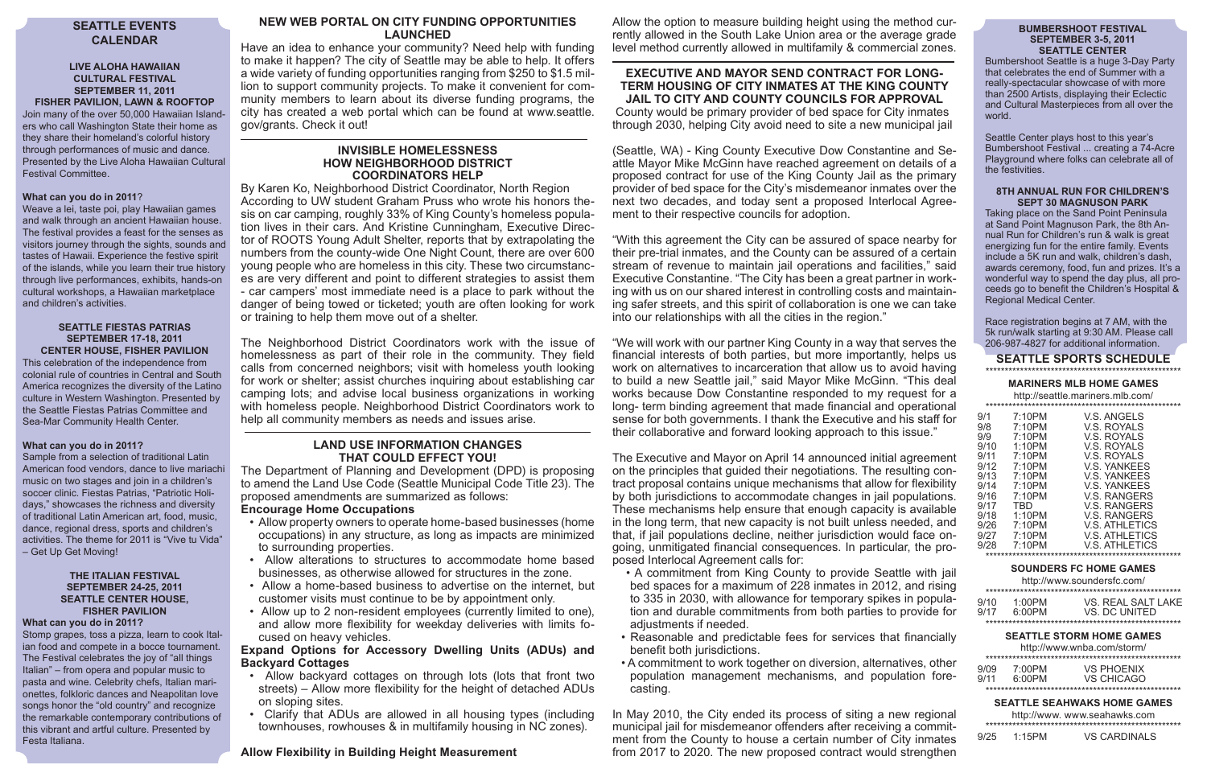## SEATTLE EVENTS CALENDAR

### LIVE ALOHA HAWAIIAN CULTURAL FESTIVAL
### SEPTEMBER 11, 2011
### FISHER PAVILION, LAWN & ROOFTOP

Join many of the over 50,000 Hawaiian Islanders who call Washington State their home as they share their homeland's colorful history through performances of music and dance. Presented by the Live Aloha Hawaiian Cultural Festival Committee.

**What can you do in 2011?**

Weave a lei, taste poi, play Hawaiian games and walk through an ancient Hawaiian house. The festival provides a feast for the senses as visitors journey through the sights, sounds and tastes of Hawaii. Experience the festive spirit of the islands, while you learn their true history through live performances, exhibits, hands-on cultural workshops, a Hawaiian marketplace and children's activities.

### SEATTLE FIESTAS PATRIAS
### SEPTEMBER 17-18, 2011
### CENTER HOUSE, FISHER PAVILION

This celebration of the independence from colonial rule of countries in Central and South America recognizes the diversity of the Latino culture in Western Washington. Presented by the Seattle Fiestas Patrias Committee and Sea-Mar Community Health Center.

**What can you do in 2011?**

Sample from a selection of traditional Latin American food vendors, dance to live mariachi music on two stages and join in a children's soccer clinic. Fiestas Patrias, "Patriotic Holidays," showcases the richness and diversity of traditional Latin American art, food, music, dance, regional dress, sports and children's activities. The theme for 2011 is "Vive tu Vida" – Get Up Get Moving!

### THE ITALIAN FESTIVAL
### SEPTEMBER 24-25, 2011
### SEATTLE CENTER HOUSE, FISHER PAVILION

**What can you do in 2011?**

Stomp grapes, toss a pizza, learn to cook Italian food and compete in a bocce tournament. The Festival celebrates the joy of "all things Italian" – from opera and popular music to pasta and wine. Celebrity chefs, Italian marionettes, folkloric dances and Neapolitan love songs honor the "old country" and recognize the remarkable contemporary contributions of this vibrant and artful culture. Presented by Festa Italiana.

## NEW WEB PORTAL ON CITY FUNDING OPPORTUNITIES LAUNCHED

Have an idea to enhance your community? Need help with funding to make it happen? The city of Seattle may be able to help. It offers a wide variety of funding opportunities ranging from $250 to $1.5 million to support community projects. To make it convenient for community members to learn about its diverse funding programs, the city has created a web portal which can be found at www.seattle.gov/grants. Check it out!

## INVISIBLE HOMELESSNESS
## HOW NEIGHBORHOOD DISTRICT COORDINATORS HELP

By Karen Ko, Neighborhood District Coordinator, North Region

According to UW student Graham Pruss who wrote his honors thesis on car camping, roughly 33% of King County's homeless population lives in their cars. And Kristine Cunningham, Executive Director of ROOTS Young Adult Shelter, reports that by extrapolating the numbers from the county-wide One Night Count, there are over 600 young people who are homeless in this city. These two circumstances are very different and point to different strategies to assist them - car campers' most immediate need is a place to park without the danger of being towed or ticketed; youth are often looking for work or training to help them move out of a shelter.

The Neighborhood District Coordinators work with the issue of homelessness as part of their role in the community. They field calls from concerned neighbors; visit with homeless youth looking for work or shelter; assist churches inquiring about establishing car camping lots; and advise local business organizations in working with homeless people. Neighborhood District Coordinators work to help all community members as needs and issues arise.

## LAND USE INFORMATION CHANGES THAT COULD EFFECT YOU!

The Department of Planning and Development (DPD) is proposing to amend the Land Use Code (Seattle Municipal Code Title 23). The proposed amendments are summarized as follows:

**Encourage Home Occupations**

- Allow property owners to operate home-based businesses (home occupations) in any structure, as long as impacts are minimized to surrounding properties.
- Allow alterations to structures to accommodate home based businesses, as otherwise allowed for structures in the zone.
- Allow a home-based business to advertise on the internet, but customer visits must continue to be by appointment only.
- Allow up to 2 non-resident employees (currently limited to one), and allow more flexibility for weekday deliveries with limits focused on heavy vehicles.

**Expand Options for Accessory Dwelling Units (ADUs) and Backyard Cottages**

- Allow backyard cottages on through lots (lots that front two streets) – Allow more flexibility for the height of detached ADUs on sloping sites.
- Clarify that ADUs are allowed in all housing types (including townhouses, rowhouses & in multifamily housing in NC zones).

**Allow Flexibility in Building Height Measurement**

Allow the option to measure building height using the method currently allowed in the South Lake Union area or the average grade level method currently allowed in multifamily & commercial zones.

## EXECUTIVE AND MAYOR SEND CONTRACT FOR LONG-TERM HOUSING OF CITY INMATES AT THE KING COUNTY JAIL TO CITY AND COUNTY COUNCILS FOR APPROVAL

County would be primary provider of bed space for City inmates through 2030, helping City avoid need to site a new municipal jail

(Seattle, WA) - King County Executive Dow Constantine and Seattle Mayor Mike McGinn have reached agreement on details of a proposed contract for use of the King County Jail as the primary provider of bed space for the City's misdemeanor inmates over the next two decades, and today sent a proposed Interlocal Agreement to their respective councils for adoption.

"With this agreement the City can be assured of space nearby for their pre-trial inmates, and the County can be assured of a certain stream of revenue to maintain jail operations and facilities," said Executive Constantine. "The City has been a great partner in working with us on our shared interest in controlling costs and maintaining safer streets, and this spirit of collaboration is one we can take into our relationships with all the cities in the region."

"We will work with our partner King County in a way that serves the financial interests of both parties, but more importantly, helps us work on alternatives to incarceration that allow us to avoid having to build a new Seattle jail," said Mayor Mike McGinn. "This deal works because Dow Constantine responded to my request for a long- term binding agreement that made financial and operational sense for both governments. I thank the Executive and his staff for their collaborative and forward looking approach to this issue."

The Executive and Mayor on April 14 announced initial agreement on the principles that guided their negotiations. The resulting contract proposal contains unique mechanisms that allow for flexibility by both jurisdictions to accommodate changes in jail populations. These mechanisms help ensure that enough capacity is available in the long term, that new capacity is not built unless needed, and that, if jail populations decline, neither jurisdiction would face ongoing, unmitigated financial consequences. In particular, the proposed Interlocal Agreement calls for:

- A commitment from King County to provide Seattle with jail bed spaces for a maximum of 228 inmates in 2012, and rising to 335 in 2030, with allowance for temporary spikes in population and durable commitments from both parties to provide for adjustments if needed.
- Reasonable and predictable fees for services that financially benefit both jurisdictions.
- A commitment to work together on diversion, alternatives, other population management mechanisms, and population forecasting.

In May 2010, the City ended its process of siting a new regional municipal jail for misdemeanor offenders after receiving a commitment from the County to house a certain number of City inmates from 2017 to 2020. The new proposed contract would strengthen

### BUMBERSHOOT FESTIVAL
### SEPTEMBER 3-5, 2011
### SEATTLE CENTER

Bumbershoot Seattle is a huge 3-Day Party that celebrates the end of Summer with a really-spectacular showcase of with more than 2500 Artists, displaying their Eclectic and Cultural Masterpieces from all over the world.

Seattle Center plays host to this year's Bumbershoot Festival ... creating a 74-Acre Playground where folks can celebrate all of the festivities.

### 8TH ANNUAL RUN FOR CHILDREN'S
### SEPT 30 MAGNUSON PARK

Taking place on the Sand Point Peninsula at Sand Point Magnuson Park, the 8th Annual Run for Children's run & walk is great energizing fun for the entire family. Events include a 5K run and walk, children's dash, awards ceremony, food, fun and prizes. It's a wonderful way to spend the day plus, all proceeds go to benefit the Children's Hospital & Regional Medical Center.

Race registration begins at 7 AM, with the 5k run/walk starting at 9:30 AM. Please call 206-987-4827 for additional information.

## SEATTLE SPORTS SCHEDULE

### MARINERS MLB HOME GAMES

http://seattle.mariners.mlb.com/

| | | |
|---|---|---|
| 9/1 | 7:10PM | V.S. ANGELS |
| 9/8 | 7:10PM | V.S. ROYALS |
| 9/9 | 7:10PM | V.S. ROYALS |
| 9/10 | 1:10PM | V.S. ROYALS |
| 9/11 | 7:10PM | V.S. ROYALS |
| 9/12 | 7:10PM | V.S. YANKEES |
| 9/13 | 7:10PM | V.S. YANKEES |
| 9/14 | 7:10PM | V.S. YANKEES |
| 9/16 | 7:10PM | V.S. RANGERS |
| 9/17 | TBD | V.S. RANGERS |
| 9/18 | 1:10PM | V.S. RANGERS |
| 9/26 | 7:10PM | V.S. ATHLETICS |
| 9/27 | 7:10PM | V.S. ATHLETICS |
| 9/28 | 7:10PM | V.S. ATHLETICS |

### SOUNDERS FC HOME GAMES

http://www.soundersfc.com/

| | | |
|---|---|---|
| 9/10 | 1:00PM | VS. REAL SALT LAKE |
| 9/17 | 6:00PM | VS. DC UNITED |

### SEATTLE STORM HOME GAMES

http://www.wnba.com/storm/

| | | |
|---|---|---|
| 9/09 | 7:00PM | VS PHOENIX |
| 9/11 | 6:00PM | VS CHICAGO |

### SEATTLE SEAHAWKS HOME GAMES

http://www. www.seahawks.com

| | | |
|---|---|---|
| 9/25 | 1:15PM | VS CARDINALS |